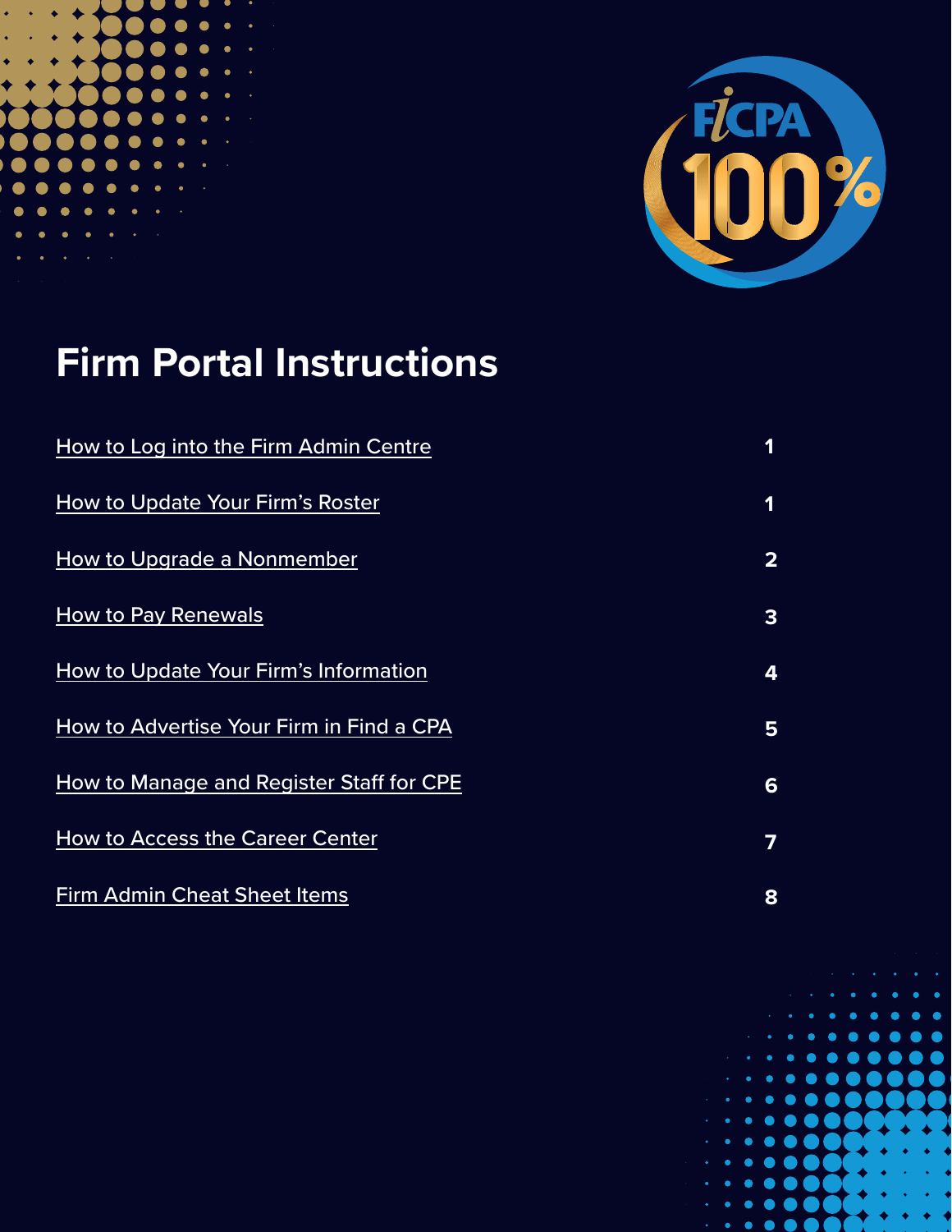# Firm Portal Instructions

| | |
|---|---|
| How to Log into the Firm Admin Centre | 1 |
| How to Update Your Firm's Roster | 1 |
| How to Upgrade a Nonmember | 2 |
| How to Pay Renewals | 3 |
| How to Update Your Firm's Information | 4 |
| How to Advertise Your Firm in Find a CPA | 5 |
| How to Manage and Register Staff for CPE | 6 |
| How to Access the Career Center | 7 |
| Firm Admin Cheat Sheet Items | 8 |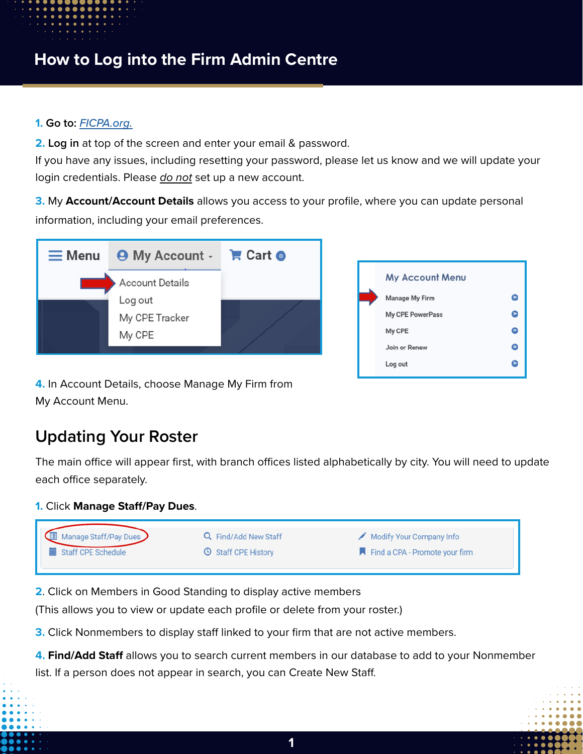# How to Log into the Firm Admin Centre

1. Go to: [FICPA.org.](https://FICPA.org)
2. **Log in** at top of the screen and enter your email & password.
If you have any issues, including resetting your password, please let us know and we will update your login credentials. Please *do not* set up a new account.
3. My **Account/Account Details** allows you access to your profile, where you can update personal information, including your email preferences.
4. In Account Details, choose Manage My Firm from My Account Menu.

## Updating Your Roster

The main office will appear first, with branch offices listed alphabetically by city. You will need to update each office separately.

1. Click **Manage Staff/Pay Dues**.
2. Click on Members in Good Standing to display active members
(This allows you to view or update each profile or delete from your roster.)
3. Click Nonmembers to display staff linked to your firm that are not active members.
4. **Find/Add Staff** allows you to search current members in our database to add to your Nonmember list. If a person does not appear in search, you can Create New Staff.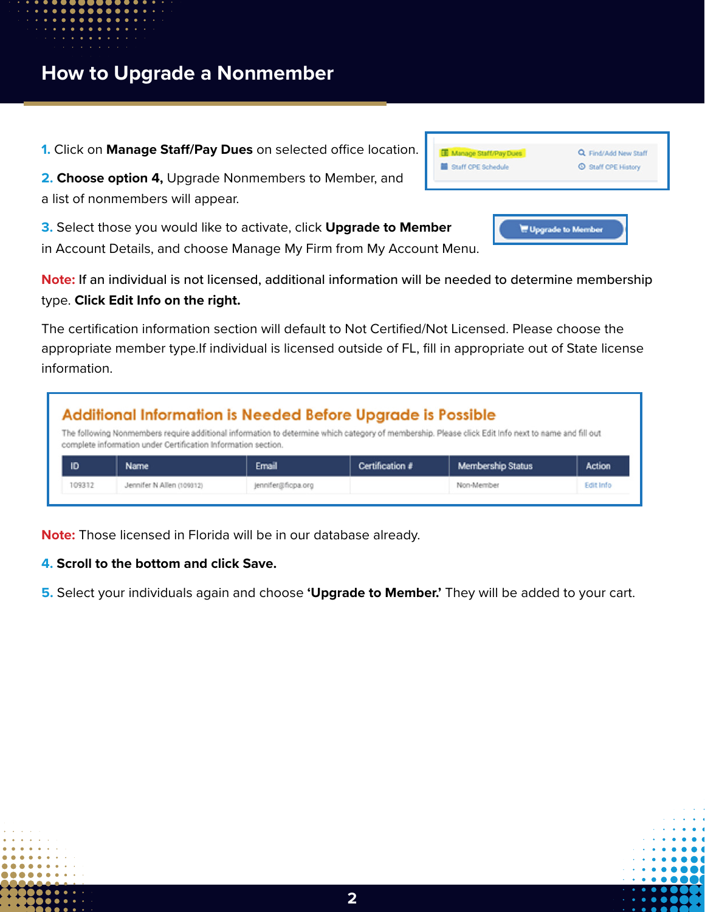# How to Upgrade a Nonmember

**1.** Click on **Manage Staff/Pay Dues** on selected office location.

**2. Choose option 4,** Upgrade Nonmembers to Member, and a list of nonmembers will appear.

**3.** Select those you would like to activate, click **Upgrade to Member** in Account Details, and choose Manage My Firm from My Account Menu.

**Note:** If an individual is not licensed, additional information will be needed to determine membership type. **Click Edit Info on the right.**

The certification information section will default to Not Certified/Not Licensed. Please choose the appropriate member type.If individual is licensed outside of FL, fill in appropriate out of State license information.

**Additional Information is Needed Before Upgrade is Possible**

The following Nonmembers require additional information to determine which category of membership. Please click Edit Info next to name and fill out complete information under Certification Information section.

| ID | Name | Email | Certification # | Membership Status | Action |
|---|---|---|---|---|---|
| 109312 | Jennifer N Allen (109312) | jennifer@ficpa.org | | Non-Member | Edit Info |

**Note:** Those licensed in Florida will be in our database already.

**4. Scroll to the bottom and click Save.**

**5.** Select your individuals again and choose **'Upgrade to Member.'** They will be added to your cart.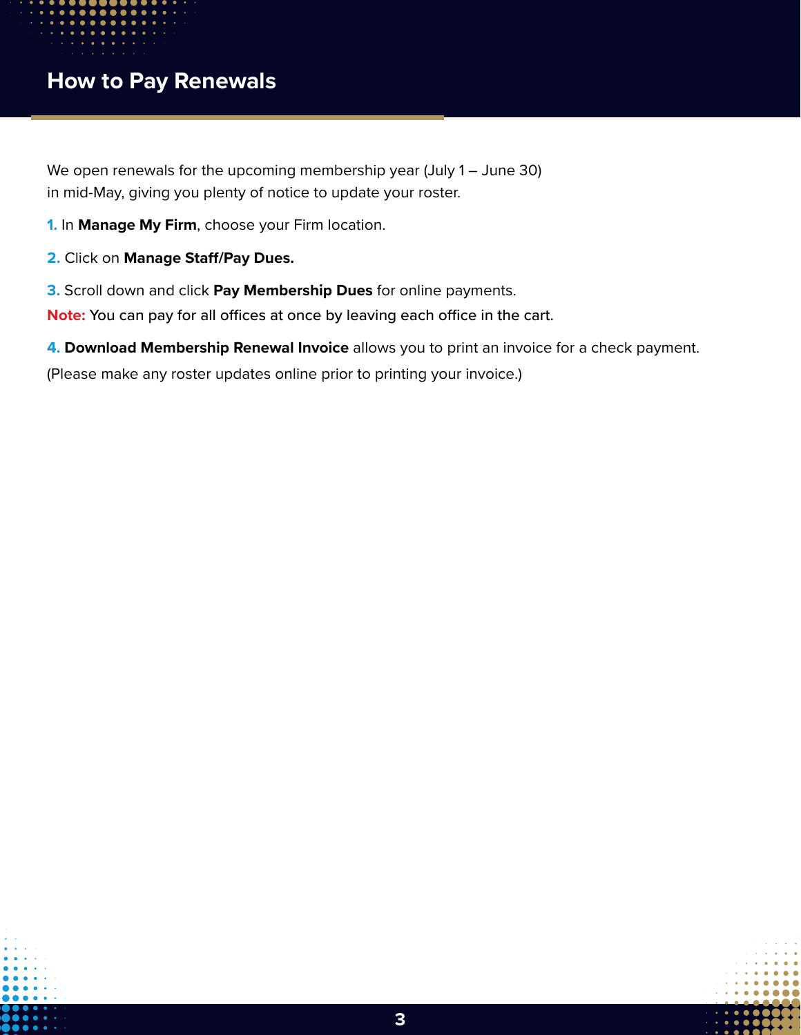# How to Pay Renewals

We open renewals for the upcoming membership year (July 1 – June 30) in mid-May, giving you plenty of notice to update your roster.

1. In **Manage My Firm**, choose your Firm location.

2. Click on **Manage Staff/Pay Dues.**

3. Scroll down and click **Pay Membership Dues** for online payments.
**Note: You can pay for all offices at once by leaving each office in the cart.**

4. **Download Membership Renewal Invoice** allows you to print an invoice for a check payment.
(Please make any roster updates online prior to printing your invoice.)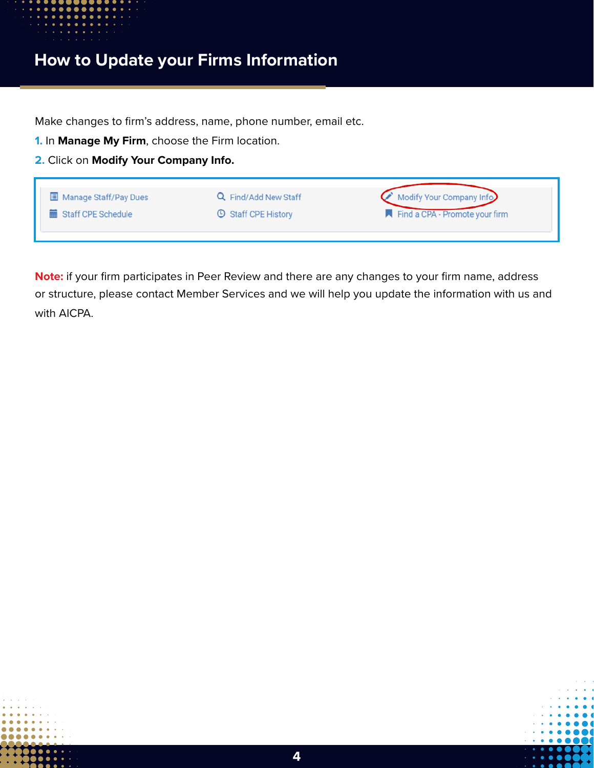# How to Update your Firms Information

Make changes to firm's address, name, phone number, email etc.

1. In **Manage My Firm**, choose the Firm location.
2. Click on **Modify Your Company Info.**

| | | |
|---|---|---|
| Manage Staff/Pay Dues | Find/Add New Staff | Modify Your Company Info |
| Staff CPE Schedule | Staff CPE History | Find a CPA - Promote your firm |

**Note:** if your firm participates in Peer Review and there are any changes to your firm name, address or structure, please contact Member Services and we will help you update the information with us and with AICPA.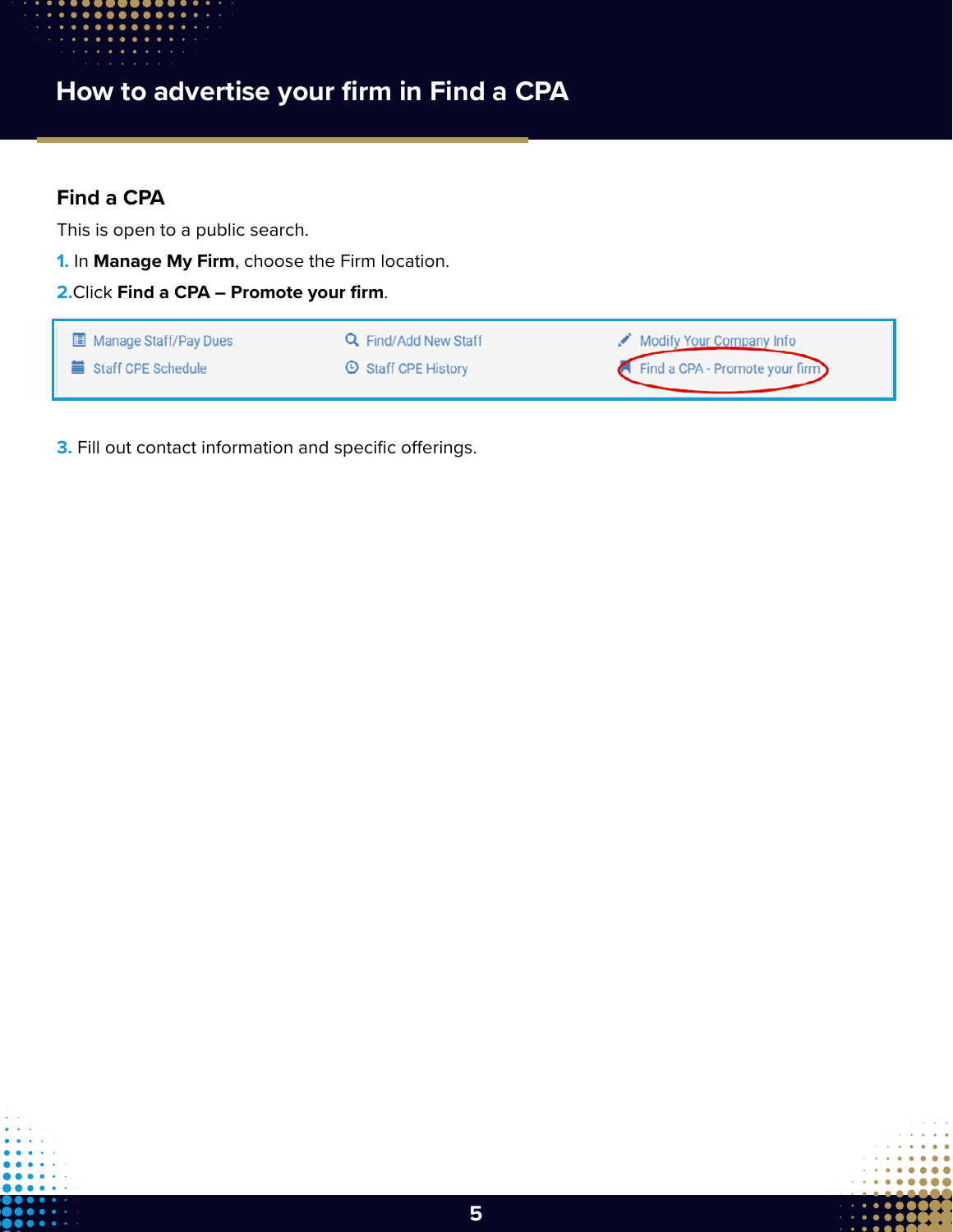# How to advertise your firm in Find a CPA

## Find a CPA

This is open to a public search.

1. In **Manage My Firm**, choose the Firm location.
2. Click **Find a CPA – Promote your firm**.

| | | |
|---|---|---|
| Manage Staff/Pay Dues | Find/Add New Staff | Modify Your Company Info |
| Staff CPE Schedule | Staff CPE History | Find a CPA - Promote your firm |

3. Fill out contact information and specific offerings.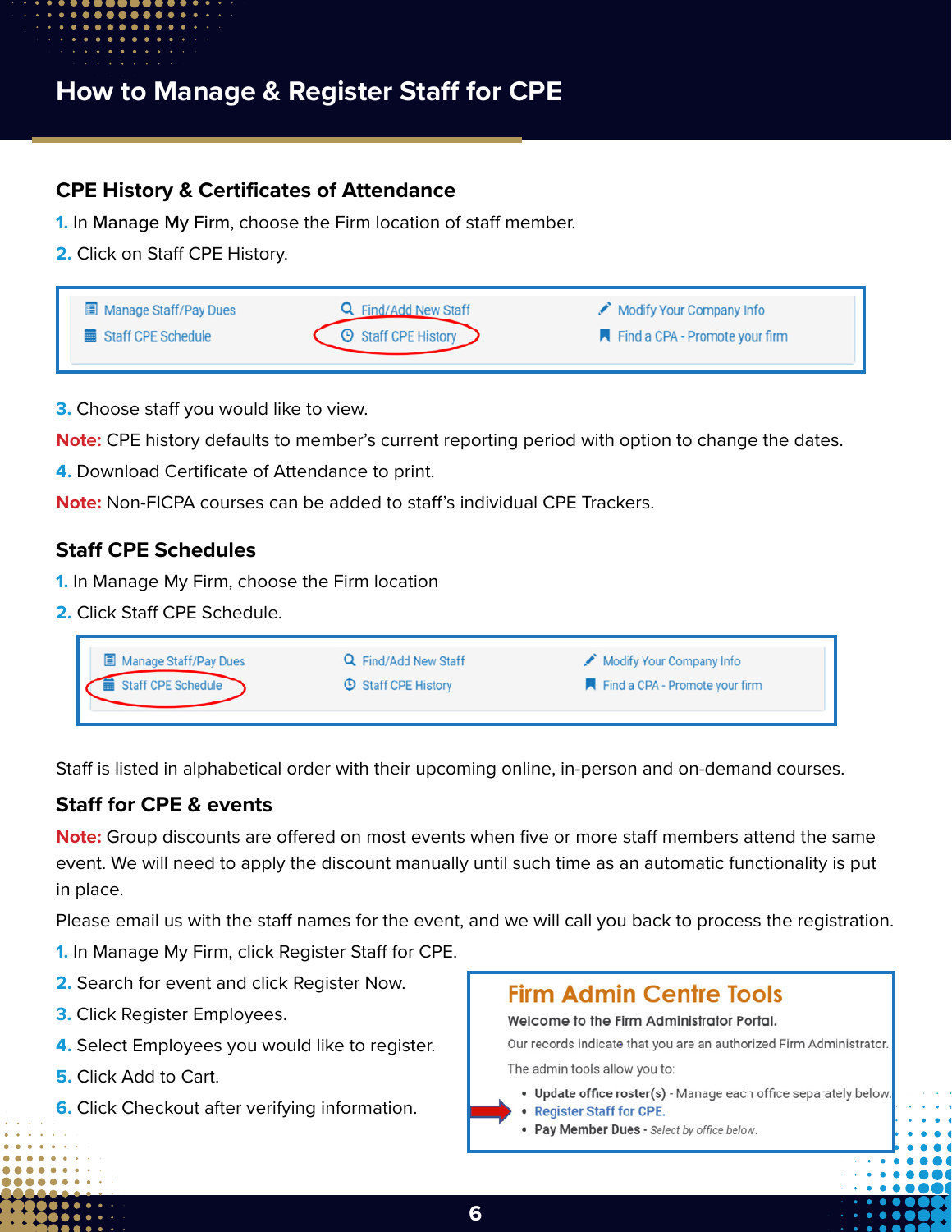# How to Manage & Register Staff for CPE

## CPE History & Certificates of Attendance

1. In **Manage My Firm**, choose the Firm location of staff member.
2. Click on Staff CPE History.

| | | |
|---|---|---|
| Manage Staff/Pay Dues | Find/Add New Staff | Modify Your Company Info |
| Staff CPE Schedule | Staff CPE History | Find a CPA - Promote your firm |

3. Choose staff you would like to view.

**Note:** CPE history defaults to member's current reporting period with option to change the dates.

4. Download Certificate of Attendance to print.

**Note:** Non-FICPA courses can be added to staff's individual CPE Trackers.

## Staff CPE Schedules

1. In Manage My Firm, choose the Firm location
2. Click Staff CPE Schedule.

| | | |
|---|---|---|
| Manage Staff/Pay Dues | Find/Add New Staff | Modify Your Company Info |
| Staff CPE Schedule | Staff CPE History | Find a CPA - Promote your firm |

Staff is listed in alphabetical order with their upcoming online, in-person and on-demand courses.

## Staff for CPE & events

**Note:** Group discounts are offered on most events when five or more staff members attend the same event. We will need to apply the discount manually until such time as an automatic functionality is put in place.

Please email us with the staff names for the event, and we will call you back to process the registration.

1. In Manage My Firm, click Register Staff for CPE.
2. Search for event and click Register Now.
3. Click Register Employees.
4. Select Employees you would like to register.
5. Click Add to Cart.
6. Click Checkout after verifying information.

**Firm Admin Centre Tools**

**Welcome to the Firm Administrator Portal.**

Our records indicate that you are an authorized Firm Administrator.

The admin tools allow you to:

- **Update office roster(s)** - Manage each office separately below.
- **Register Staff for CPE.**
- **Pay Member Dues** - *Select by office below.*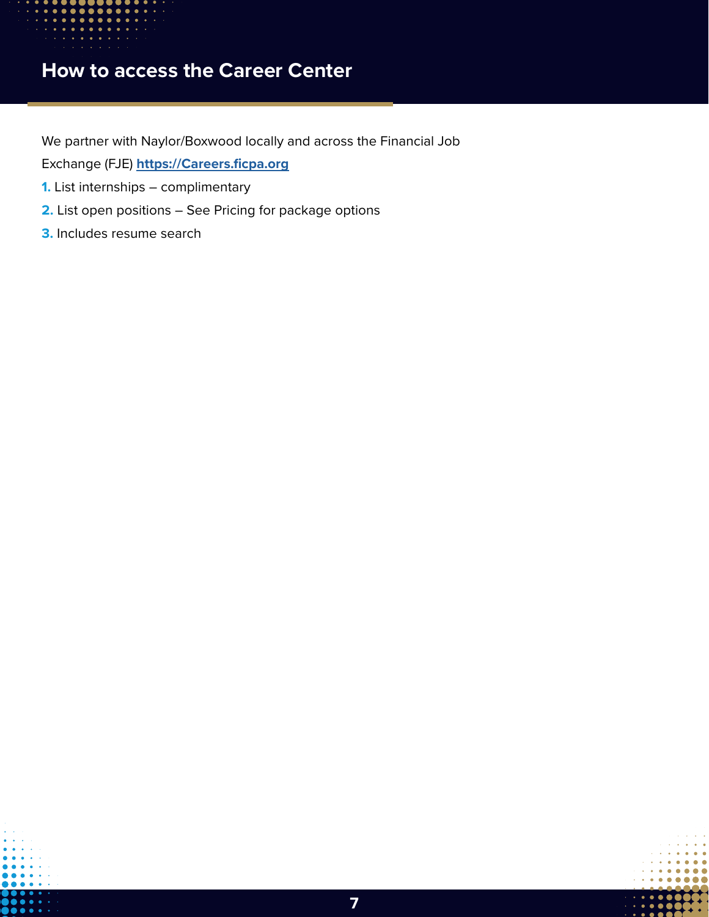## How to access the Career Center

We partner with Naylor/Boxwood locally and across the Financial Job Exchange (FJE) **[https://Careers.ficpa.org](https://Careers.ficpa.org)**

1. List internships – complimentary
2. List open positions – See Pricing for package options
3. Includes resume search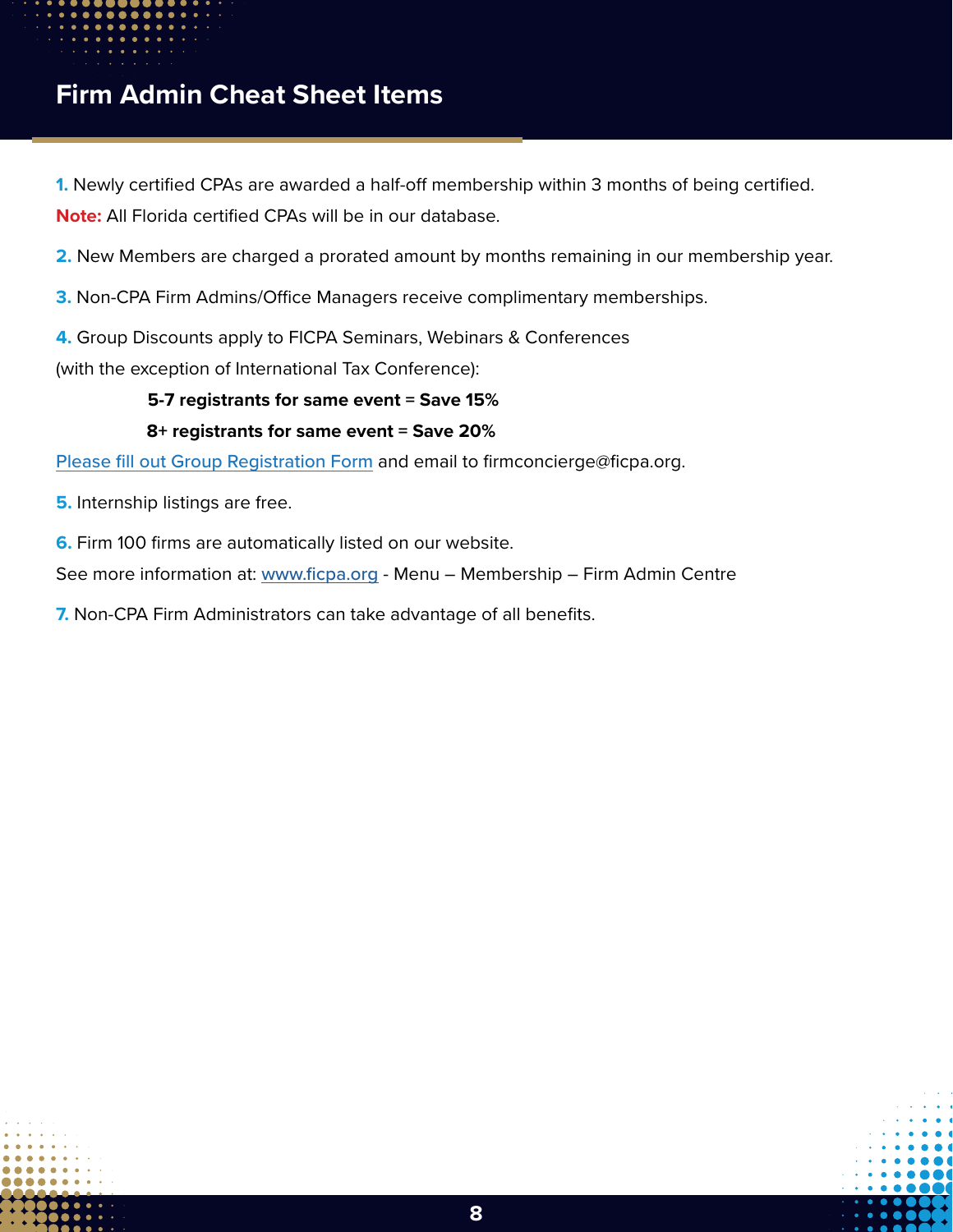# Firm Admin Cheat Sheet Items

**1.** Newly certified CPAs are awarded a half-off membership within 3 months of being certified.
**Note:** All Florida certified CPAs will be in our database.

**2.** New Members are charged a prorated amount by months remaining in our membership year.

**3.** Non-CPA Firm Admins/Office Managers receive complimentary memberships.

**4.** Group Discounts apply to FICPA Seminars, Webinars & Conferences
(with the exception of International Tax Conference):

**5-7 registrants for same event** = **Save 15%**

**8+ registrants for same event** = **Save 20%**

Please fill out Group Registration Form and email to firmconcierge@ficpa.org.

**5.** Internship listings are free.

**6.** Firm 100 firms are automatically listed on our website.
See more information at: www.ficpa.org - Menu – Membership – Firm Admin Centre

**7.** Non-CPA Firm Administrators can take advantage of all benefits.